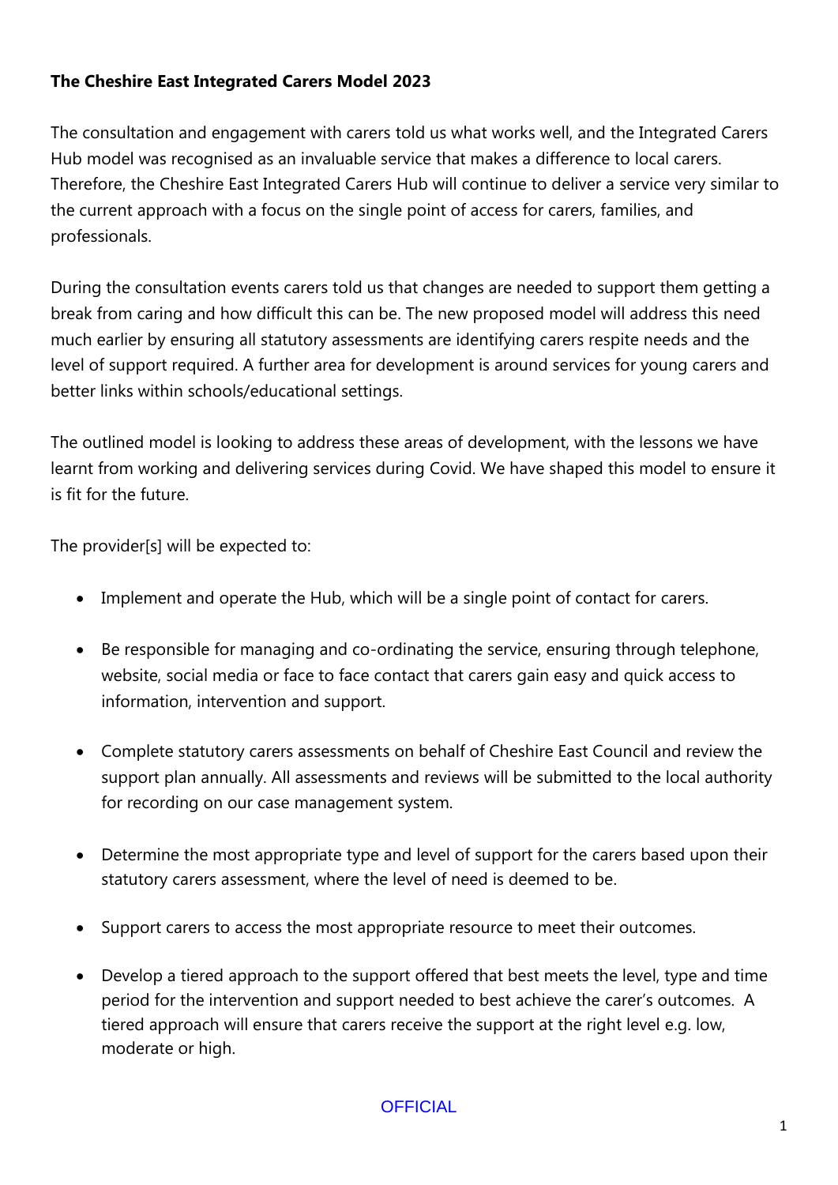**The Cheshire East Integrated Carers Model 2023**

The consultation and engagement with carers told us what works well, and the Integrated Carers Hub model was recognised as an invaluable service that makes a difference to local carers. Therefore, the Cheshire East Integrated Carers Hub will continue to deliver a service very similar to the current approach with a focus on the single point of access for carers, families, and professionals.

During the consultation events carers told us that changes are needed to support them getting a break from caring and how difficult this can be. The new proposed model will address this need much earlier by ensuring all statutory assessments are identifying carers respite needs and the level of support required. A further area for development is around services for young carers and better links within schools/educational settings.

The outlined model is looking to address these areas of development, with the lessons we have learnt from working and delivering services during Covid. We have shaped this model to ensure it is fit for the future.

The provider[s] will be expected to:

- Implement and operate the Hub, which will be a single point of contact for carers.
- Be responsible for managing and co-ordinating the service, ensuring through telephone, website, social media or face to face contact that carers gain easy and quick access to information, intervention and support.
- Complete statutory carers assessments on behalf of Cheshire East Council and review the support plan annually. All assessments and reviews will be submitted to the local authority for recording on our case management system.
- Determine the most appropriate type and level of support for the carers based upon their statutory carers assessment, where the level of need is deemed to be.
- Support carers to access the most appropriate resource to meet their outcomes.
- Develop a tiered approach to the support offered that best meets the level, type and time period for the intervention and support needed to best achieve the carer's outcomes. A tiered approach will ensure that carers receive the support at the right level e.g. low, moderate or high.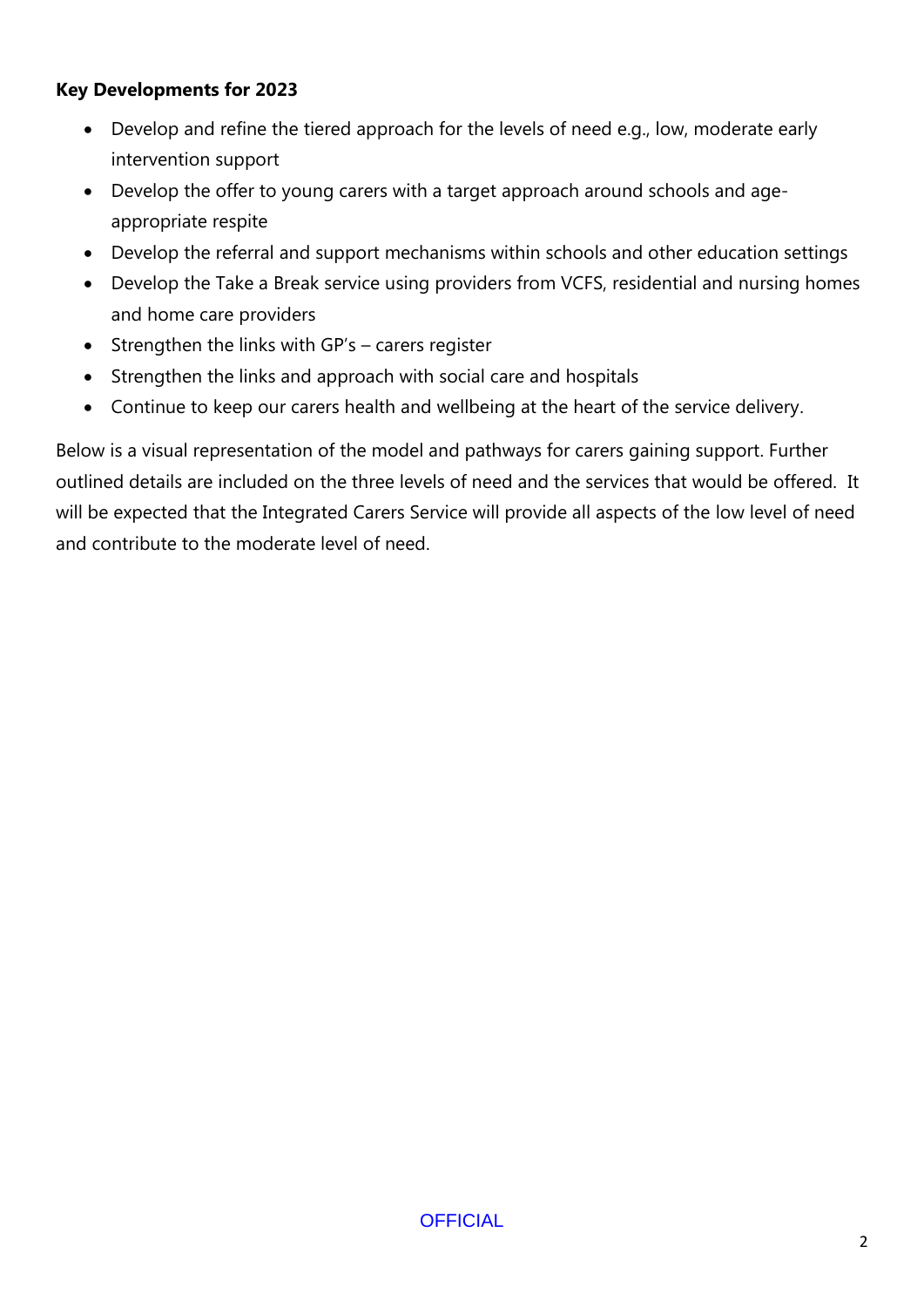**Key Developments for 2023**

- Develop and refine the tiered approach for the levels of need e.g., low, moderate early intervention support
- Develop the offer to young carers with a target approach around schools and age-appropriate respite
- Develop the referral and support mechanisms within schools and other education settings
- Develop the Take a Break service using providers from VCFS, residential and nursing homes and home care providers
- Strengthen the links with GP's – carers register
- Strengthen the links and approach with social care and hospitals
- Continue to keep our carers health and wellbeing at the heart of the service delivery.

Below is a visual representation of the model and pathways for carers gaining support. Further outlined details are included on the three levels of need and the services that would be offered. It will be expected that the Integrated Carers Service will provide all aspects of the low level of need and contribute to the moderate level of need.

OFFICIAL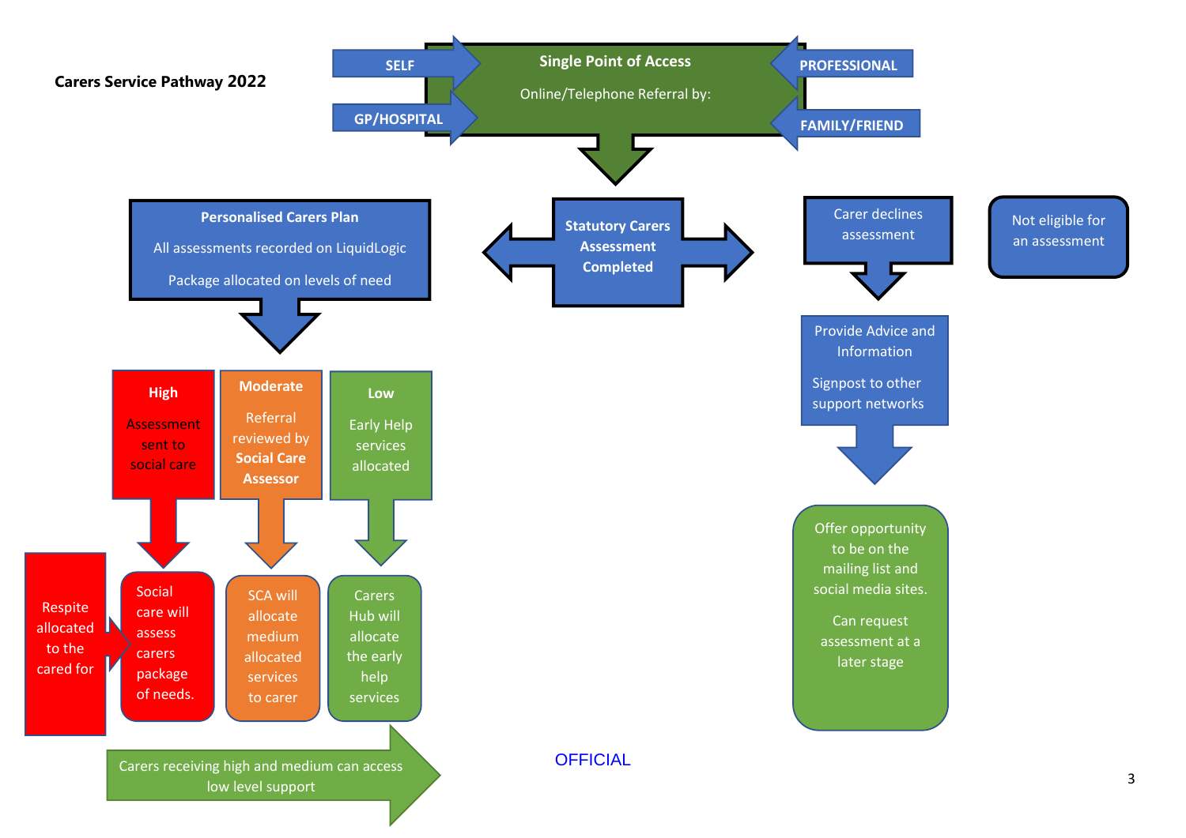## Carers Service Pathway 2022

**Single Point of Access**

Online/Telephone Referral by:

- **SELF**
- **GP/HOSPITAL**
- **PROFESSIONAL**
- **FAMILY/FRIEND**

**Statutory Carers Assessment Completed**

**Personalised Carers Plan**

All assessments recorded on LiquidLogic

Package allocated on levels of need

**High**

Assessment sent to social care

Social care will assess carers package of needs.

Respite allocated to the cared for

**Moderate**

Referral reviewed by **Social Care Assessor**

SCA will allocate medium allocated services to carer

**Low**

Early Help services allocated

Carers Hub will allocate the early help services

Carers receiving high and medium can access low level support

Carer declines assessment

Provide Advice and Information

Signpost to other support networks

Offer opportunity to be on the mailing list and social media sites.

Can request assessment at a later stage

Not eligible for an assessment

OFFICIAL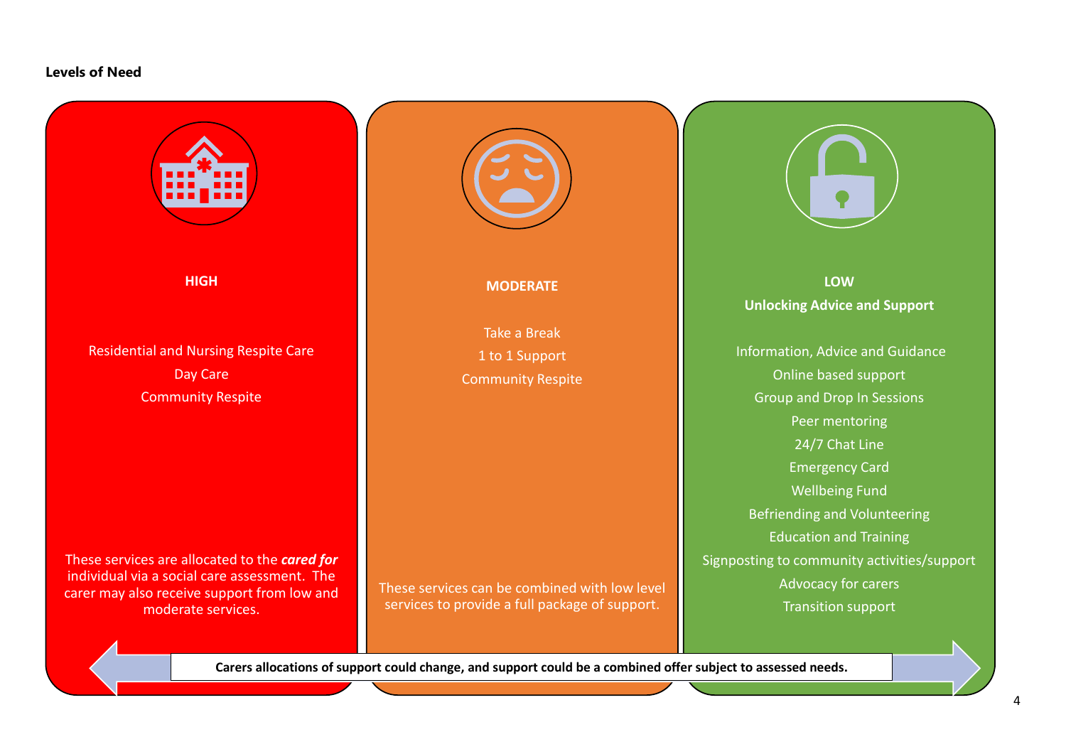**Levels of Need**

### HIGH

Residential and Nursing Respite Care
Day Care
Community Respite

These services are allocated to the ***cared for*** individual via a social care assessment. The carer may also receive support from low and moderate services.

### MODERATE

Take a Break
1 to 1 Support
Community Respite

These services can be combined with low level services to provide a full package of support.

### LOW

**Unlocking Advice and Support**

Information, Advice and Guidance
Online based support
Group and Drop In Sessions
Peer mentoring
24/7 Chat Line
Emergency Card
Wellbeing Fund
Befriending and Volunteering
Education and Training
Signposting to community activities/support
Advocacy for carers
Transition support

**Carers allocations of support could change, and support could be a combined offer subject to assessed needs.**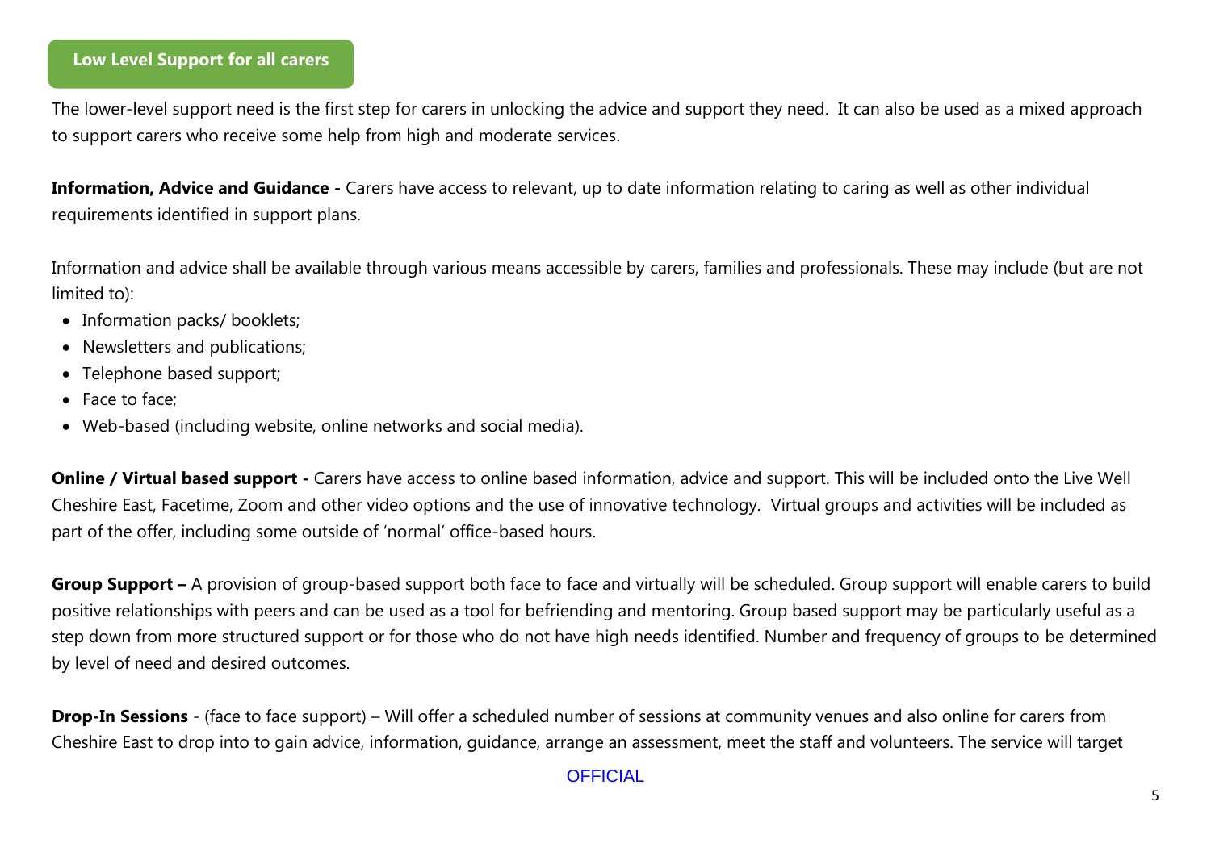## Low Level Support for all carers

The lower-level support need is the first step for carers in unlocking the advice and support they need. It can also be used as a mixed approach to support carers who receive some help from high and moderate services.

**Information, Advice and Guidance -** Carers have access to relevant, up to date information relating to caring as well as other individual requirements identified in support plans.

Information and advice shall be available through various means accessible by carers, families and professionals. These may include (but are not limited to):

- Information packs/ booklets;
- Newsletters and publications;
- Telephone based support;
- Face to face;
- Web-based (including website, online networks and social media).

**Online / Virtual based support -** Carers have access to online based information, advice and support. This will be included onto the Live Well Cheshire East, Facetime, Zoom and other video options and the use of innovative technology. Virtual groups and activities will be included as part of the offer, including some outside of 'normal' office-based hours.

**Group Support –** A provision of group-based support both face to face and virtually will be scheduled. Group support will enable carers to build positive relationships with peers and can be used as a tool for befriending and mentoring. Group based support may be particularly useful as a step down from more structured support or for those who do not have high needs identified. Number and frequency of groups to be determined by level of need and desired outcomes.

**Drop-In Sessions** - (face to face support) – Will offer a scheduled number of sessions at community venues and also online for carers from Cheshire East to drop into to gain advice, information, guidance, arrange an assessment, meet the staff and volunteers. The service will target

OFFICIAL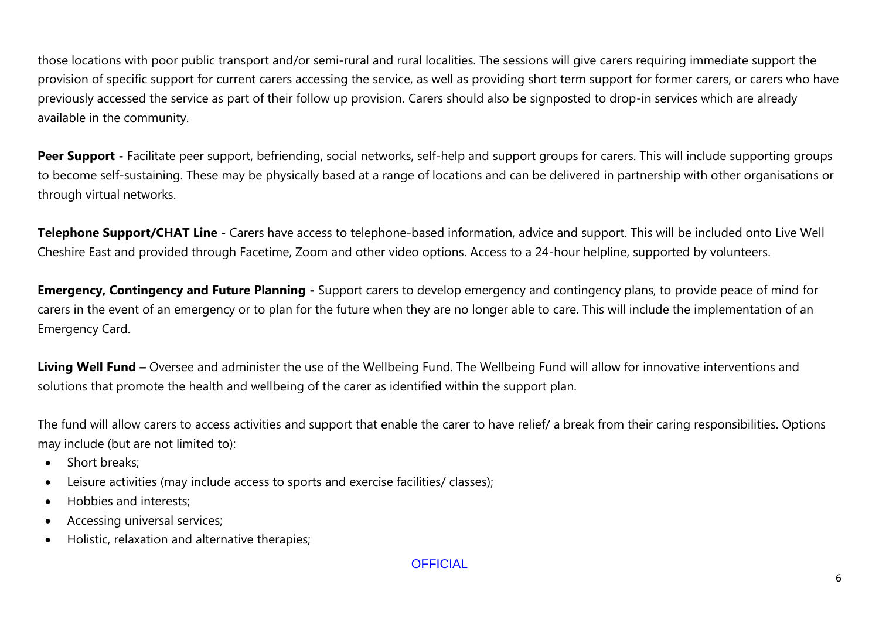those locations with poor public transport and/or semi-rural and rural localities. The sessions will give carers requiring immediate support the provision of specific support for current carers accessing the service, as well as providing short term support for former carers, or carers who have previously accessed the service as part of their follow up provision. Carers should also be signposted to drop-in services which are already available in the community.

**Peer Support -** Facilitate peer support, befriending, social networks, self-help and support groups for carers. This will include supporting groups to become self-sustaining. These may be physically based at a range of locations and can be delivered in partnership with other organisations or through virtual networks.

**Telephone Support/CHAT Line -** Carers have access to telephone-based information, advice and support. This will be included onto Live Well Cheshire East and provided through Facetime, Zoom and other video options. Access to a 24-hour helpline, supported by volunteers.

**Emergency, Contingency and Future Planning -** Support carers to develop emergency and contingency plans, to provide peace of mind for carers in the event of an emergency or to plan for the future when they are no longer able to care. This will include the implementation of an Emergency Card.

**Living Well Fund –** Oversee and administer the use of the Wellbeing Fund. The Wellbeing Fund will allow for innovative interventions and solutions that promote the health and wellbeing of the carer as identified within the support plan.

The fund will allow carers to access activities and support that enable the carer to have relief/ a break from their caring responsibilities. Options may include (but are not limited to):

- Short breaks;
- Leisure activities (may include access to sports and exercise facilities/ classes);
- Hobbies and interests;
- Accessing universal services;
- Holistic, relaxation and alternative therapies;

OFFICIAL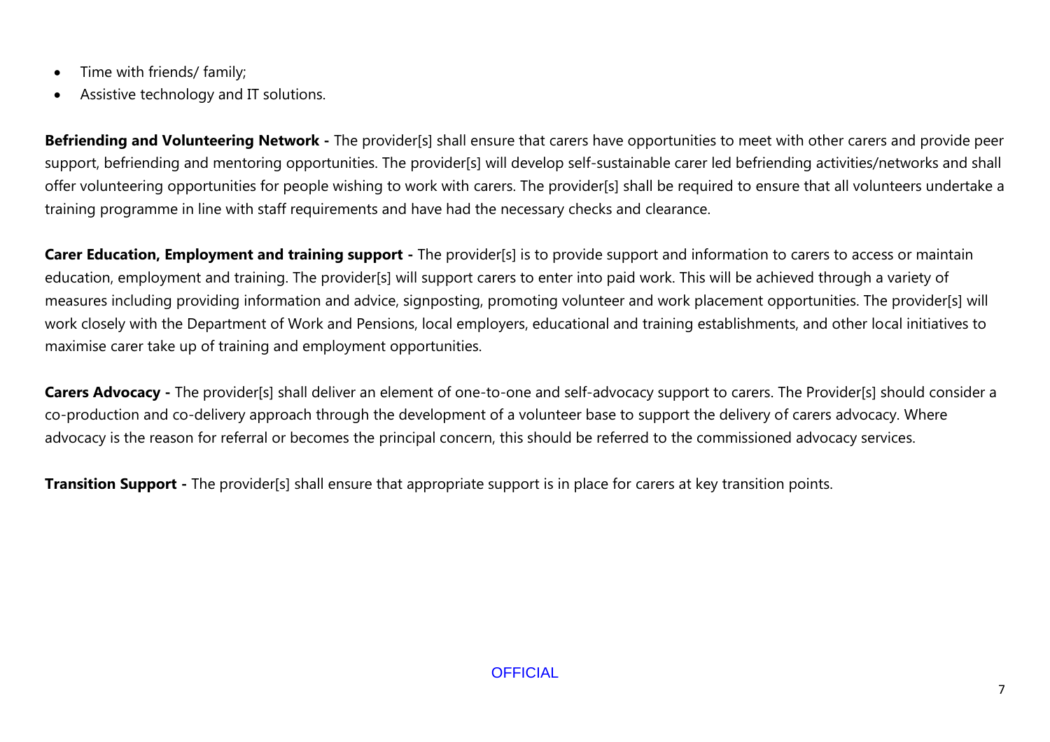- Time with friends/ family;
- Assistive technology and IT solutions.

**Befriending and Volunteering Network -** The provider[s] shall ensure that carers have opportunities to meet with other carers and provide peer support, befriending and mentoring opportunities. The provider[s] will develop self-sustainable carer led befriending activities/networks and shall offer volunteering opportunities for people wishing to work with carers. The provider[s] shall be required to ensure that all volunteers undertake a training programme in line with staff requirements and have had the necessary checks and clearance.

**Carer Education, Employment and training support -** The provider[s] is to provide support and information to carers to access or maintain education, employment and training. The provider[s] will support carers to enter into paid work. This will be achieved through a variety of measures including providing information and advice, signposting, promoting volunteer and work placement opportunities. The provider[s] will work closely with the Department of Work and Pensions, local employers, educational and training establishments, and other local initiatives to maximise carer take up of training and employment opportunities.

**Carers Advocacy -** The provider[s] shall deliver an element of one-to-one and self-advocacy support to carers. The Provider[s] should consider a co-production and co-delivery approach through the development of a volunteer base to support the delivery of carers advocacy. Where advocacy is the reason for referral or becomes the principal concern, this should be referred to the commissioned advocacy services.

**Transition Support -** The provider[s] shall ensure that appropriate support is in place for carers at key transition points.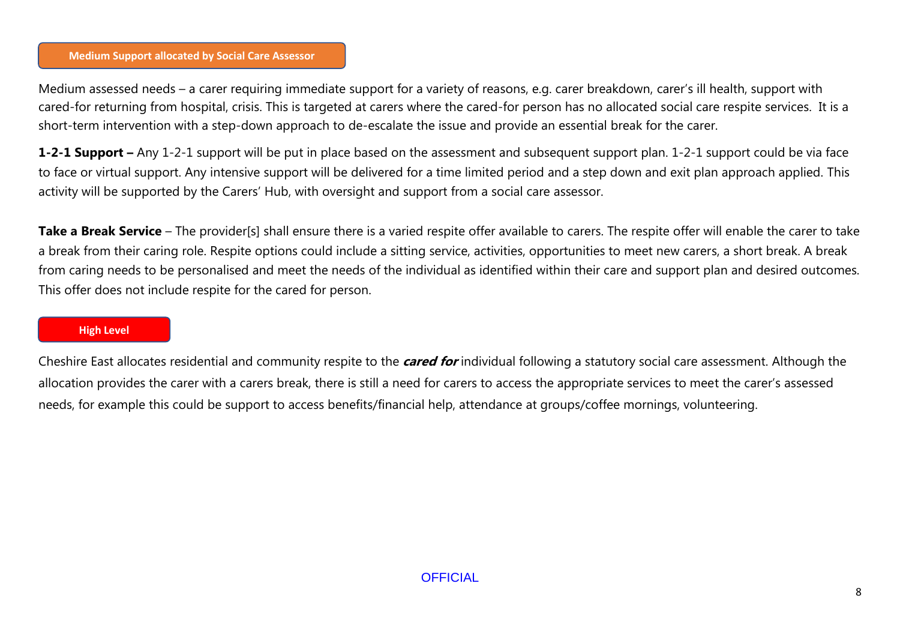## Medium Support allocated by Social Care Assessor

Medium assessed needs – a carer requiring immediate support for a variety of reasons, e.g. carer breakdown, carer's ill health, support with cared-for returning from hospital, crisis. This is targeted at carers where the cared-for person has no allocated social care respite services. It is a short-term intervention with a step-down approach to de-escalate the issue and provide an essential break for the carer.

**1-2-1 Support –** Any 1-2-1 support will be put in place based on the assessment and subsequent support plan. 1-2-1 support could be via face to face or virtual support. Any intensive support will be delivered for a time limited period and a step down and exit plan approach applied. This activity will be supported by the Carers' Hub, with oversight and support from a social care assessor.

**Take a Break Service** – The provider[s] shall ensure there is a varied respite offer available to carers. The respite offer will enable the carer to take a break from their caring role. Respite options could include a sitting service, activities, opportunities to meet new carers, a short break. A break from caring needs to be personalised and meet the needs of the individual as identified within their care and support plan and desired outcomes. This offer does not include respite for the cared for person.

## High Level

Cheshire East allocates residential and community respite to the ***cared for*** individual following a statutory social care assessment. Although the allocation provides the carer with a carers break, there is still a need for carers to access the appropriate services to meet the carer's assessed needs, for example this could be support to access benefits/financial help, attendance at groups/coffee mornings, volunteering.